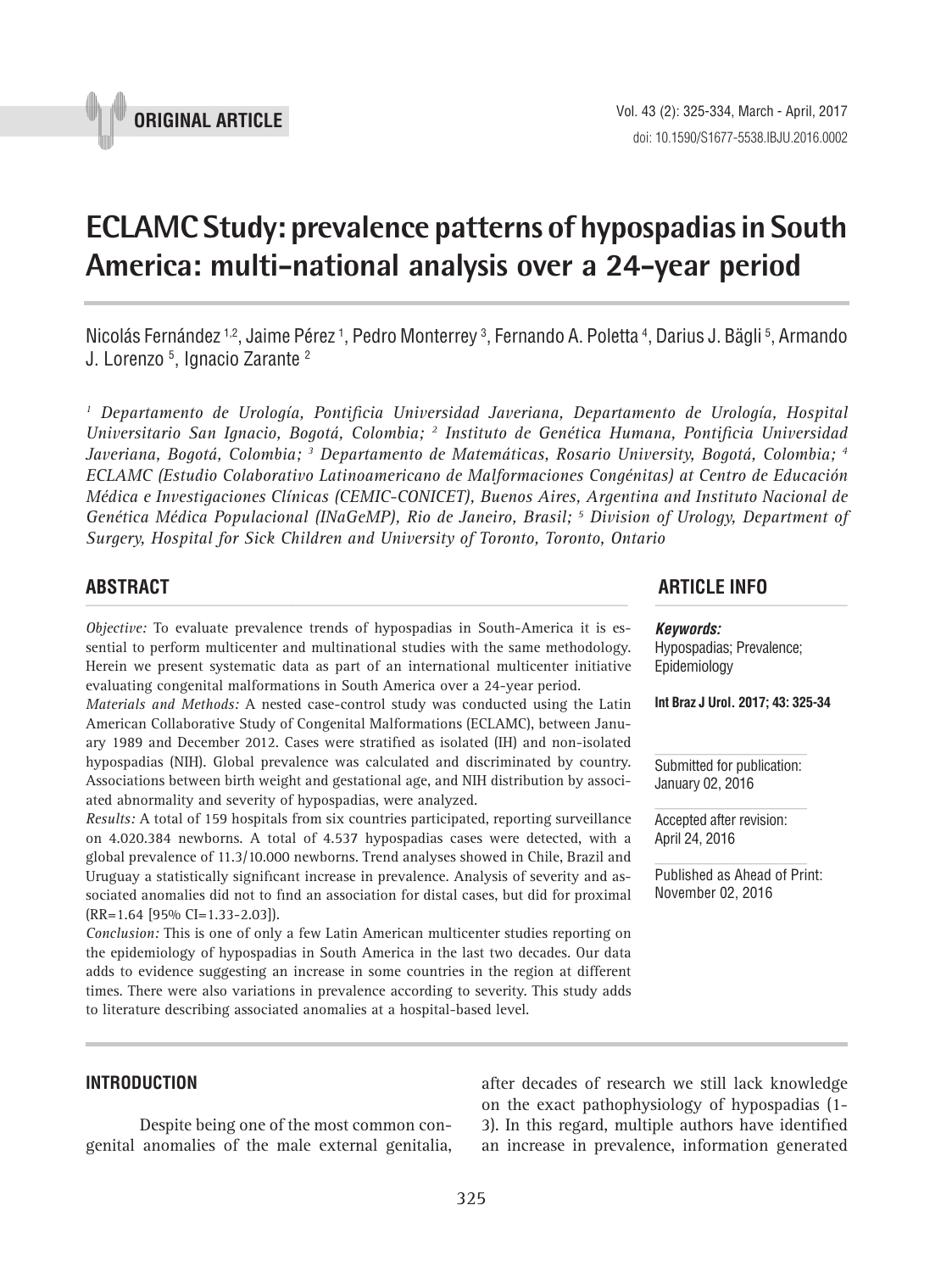ORIGINAL ARTICLE

# ECLAMC Study: prevalence patterns of hypospadias in South America: multi-national analysis over a 24-year period

Nicolás Fernández [1,2], Jaime Pérez [1], Pedro Monterrey [3], Fernando A. Poletta [4], Darius J. Bägli [5], Armando J. Lorenzo [5], Ignacio Zarante [2]

*[1] Departamento de Urología, Pontificia Universidad Javeriana, Departamento de Urología, Hospital Universitario San Ignacio, Bogotá, Colombia; [2] Instituto de Genética Humana, Pontificia Universidad Javeriana, Bogotá, Colombia; [3] Departamento de Matemáticas, Rosario University, Bogotá, Colombia; [4] ECLAMC (Estudio Colaborativo Latinoamericano de Malformaciones Congénitas) at Centro de Educación Médica e Investigaciones Clínicas (CEMIC-CONICET), Buenos Aires, Argentina and Instituto Nacional de Genética Médica Populacional (INaGeMP), Rio de Janeiro, Brasil; [5] Division of Urology, Department of Surgery, Hospital for Sick Children and University of Toronto, Toronto, Ontario*

## ABSTRACT

*Objective:* To evaluate prevalence trends of hypospadias in South-America it is essential to perform multicenter and multinational studies with the same methodology. Herein we present systematic data as part of an international multicenter initiative evaluating congenital malformations in South America over a 24-year period.

*Materials and Methods:* A nested case-control study was conducted using the Latin American Collaborative Study of Congenital Malformations (ECLAMC), between January 1989 and December 2012. Cases were stratified as isolated (IH) and non-isolated hypospadias (NIH). Global prevalence was calculated and discriminated by country. Associations between birth weight and gestational age, and NIH distribution by associated abnormality and severity of hypospadias, were analyzed.

*Results:* A total of 159 hospitals from six countries participated, reporting surveillance on 4.020.384 newborns. A total of 4.537 hypospadias cases were detected, with a global prevalence of 11.3/10.000 newborns. Trend analyses showed in Chile, Brazil and Uruguay a statistically significant increase in prevalence. Analysis of severity and associated anomalies did not to find an association for distal cases, but did for proximal (RR=1.64 [95% CI=1.33-2.03]).

*Conclusion:* This is one of only a few Latin American multicenter studies reporting on the epidemiology of hypospadias in South America in the last two decades. Our data adds to evidence suggesting an increase in some countries in the region at different times. There were also variations in prevalence according to severity. This study adds to literature describing associated anomalies at a hospital-based level.

## ARTICLE INFO

***Keywords:***
Hypospadias; Prevalence; Epidemiology

**Int Braz J Urol. 2017; 43: 325-34**

Submitted for publication:
January 02, 2016

Accepted after revision:
April 24, 2016

Published as Ahead of Print:
November 02, 2016

## INTRODUCTION

Despite being one of the most common congenital anomalies of the male external genitalia, after decades of research we still lack knowledge on the exact pathophysiology of hypospadias (1-3). In this regard, multiple authors have identified an increase in prevalence, information generated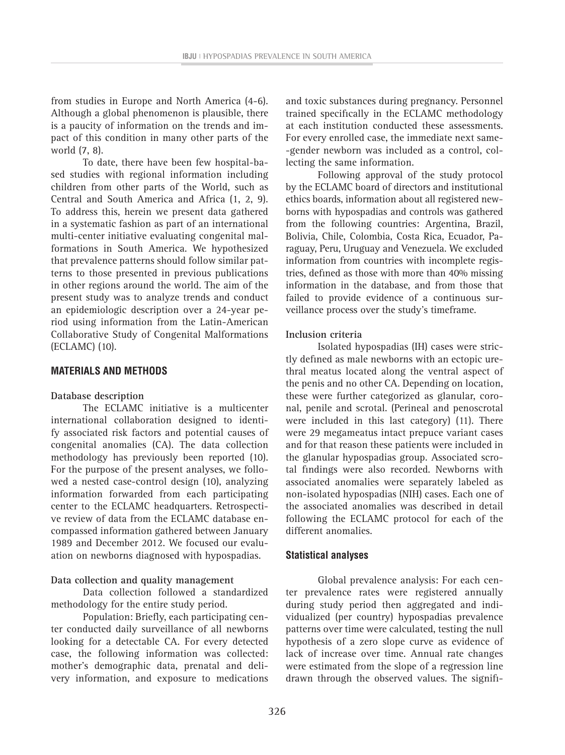from studies in Europe and North America (4-6). Although a global phenomenon is plausible, there is a paucity of information on the trends and impact of this condition in many other parts of the world (7, 8).

To date, there have been few hospital-based studies with regional information including children from other parts of the World, such as Central and South America and Africa (1, 2, 9). To address this, herein we present data gathered in a systematic fashion as part of an international multi-center initiative evaluating congenital malformations in South America. We hypothesized that prevalence patterns should follow similar patterns to those presented in previous publications in other regions around the world. The aim of the present study was to analyze trends and conduct an epidemiologic description over a 24-year period using information from the Latin-American Collaborative Study of Congenital Malformations (ECLAMC) (10).

## MATERIALS AND METHODS

### Database description

The ECLAMC initiative is a multicenter international collaboration designed to identify associated risk factors and potential causes of congenital anomalies (CA). The data collection methodology has previously been reported (10). For the purpose of the present analyses, we followed a nested case-control design (10), analyzing information forwarded from each participating center to the ECLAMC headquarters. Retrospective review of data from the ECLAMC database encompassed information gathered between January 1989 and December 2012. We focused our evaluation on newborns diagnosed with hypospadias.

### Data collection and quality management

Data collection followed a standardized methodology for the entire study period.

Population: Briefly, each participating center conducted daily surveillance of all newborns looking for a detectable CA. For every detected case, the following information was collected: mother's demographic data, prenatal and delivery information, and exposure to medications and toxic substances during pregnancy. Personnel trained specifically in the ECLAMC methodology at each institution conducted these assessments. For every enrolled case, the immediate next same-gender newborn was included as a control, collecting the same information.

Following approval of the study protocol by the ECLAMC board of directors and institutional ethics boards, information about all registered newborns with hypospadias and controls was gathered from the following countries: Argentina, Brazil, Bolivia, Chile, Colombia, Costa Rica, Ecuador, Paraguay, Peru, Uruguay and Venezuela. We excluded information from countries with incomplete registries, defined as those with more than 40% missing information in the database, and from those that failed to provide evidence of a continuous surveillance process over the study's timeframe.

### Inclusion criteria

Isolated hypospadias (IH) cases were strictly defined as male newborns with an ectopic urethral meatus located along the ventral aspect of the penis and no other CA. Depending on location, these were further categorized as glanular, coronal, penile and scrotal. (Perineal and penoscrotal were included in this last category) (11). There were 29 megameatus intact prepuce variant cases and for that reason these patients were included in the glanular hypospadias group. Associated scrotal findings were also recorded. Newborns with associated anomalies were separately labeled as non-isolated hypospadias (NIH) cases. Each one of the associated anomalies was described in detail following the ECLAMC protocol for each of the different anomalies.

### Statistical analyses

Global prevalence analysis: For each center prevalence rates were registered annually during study period then aggregated and individualized (per country) hypospadias prevalence patterns over time were calculated, testing the null hypothesis of a zero slope curve as evidence of lack of increase over time. Annual rate changes were estimated from the slope of a regression line drawn through the observed values. The signifi-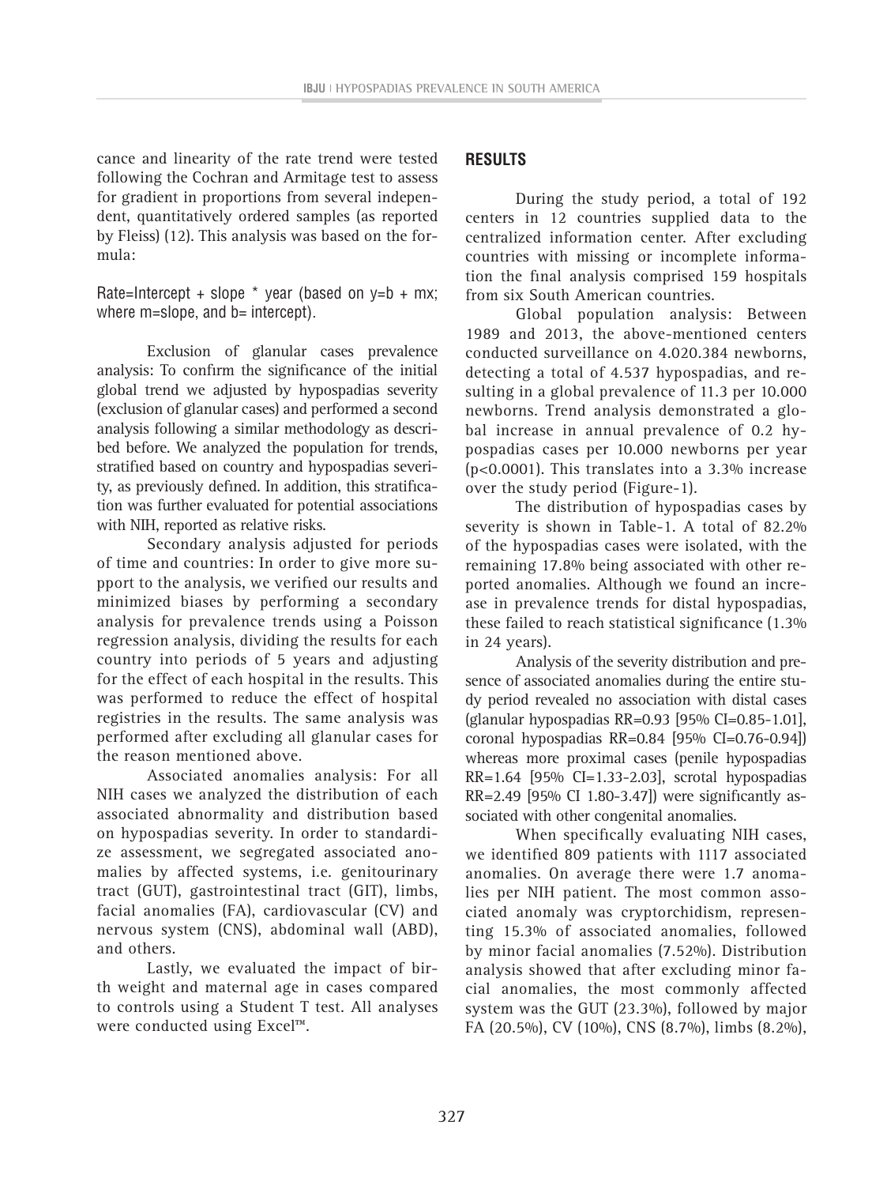cance and linearity of the rate trend were tested following the Cochran and Armitage test to assess for gradient in proportions from several independent, quantitatively ordered samples (as reported by Fleiss) (12). This analysis was based on the formula:

Rate=Intercept + slope * year (based on $y=b+mx$; where m=slope, and b= intercept).

Exclusion of glanular cases prevalence analysis: To confirm the significance of the initial global trend we adjusted by hypospadias severity (exclusion of glanular cases) and performed a second analysis following a similar methodology as described before. We analyzed the population for trends, stratified based on country and hypospadias severity, as previously defined. In addition, this stratification was further evaluated for potential associations with NIH, reported as relative risks.

Secondary analysis adjusted for periods of time and countries: In order to give more support to the analysis, we verified our results and minimized biases by performing a secondary analysis for prevalence trends using a Poisson regression analysis, dividing the results for each country into periods of 5 years and adjusting for the effect of each hospital in the results. This was performed to reduce the effect of hospital registries in the results. The same analysis was performed after excluding all glanular cases for the reason mentioned above.

Associated anomalies analysis: For all NIH cases we analyzed the distribution of each associated abnormality and distribution based on hypospadias severity. In order to standardize assessment, we segregated associated anomalies by affected systems, i.e. genitourinary tract (GUT), gastrointestinal tract (GIT), limbs, facial anomalies (FA), cardiovascular (CV) and nervous system (CNS), abdominal wall (ABD), and others.

Lastly, we evaluated the impact of birth weight and maternal age in cases compared to controls using a Student T test. All analyses were conducted using Excel™.

## RESULTS

During the study period, a total of 192 centers in 12 countries supplied data to the centralized information center. After excluding countries with missing or incomplete information the final analysis comprised 159 hospitals from six South American countries.

Global population analysis: Between 1989 and 2013, the above-mentioned centers conducted surveillance on 4.020.384 newborns, detecting a total of 4.537 hypospadias, and resulting in a global prevalence of 11.3 per 10.000 newborns. Trend analysis demonstrated a global increase in annual prevalence of 0.2 hypospadias cases per 10.000 newborns per year ($p<0.0001$). This translates into a 3.3% increase over the study period (Figure-1).

The distribution of hypospadias cases by severity is shown in Table-1. A total of 82.2% of the hypospadias cases were isolated, with the remaining 17.8% being associated with other reported anomalies. Although we found an increase in prevalence trends for distal hypospadias, these failed to reach statistical significance (1.3% in 24 years).

Analysis of the severity distribution and presence of associated anomalies during the entire study period revealed no association with distal cases (glanular hypospadias RR=0.93 [95% CI=0.85-1.01], coronal hypospadias RR=0.84 [95% CI=0.76-0.94]) whereas more proximal cases (penile hypospadias RR=1.64 [95% CI=1.33-2.03], scrotal hypospadias RR=2.49 [95% CI 1.80-3.47]) were significantly associated with other congenital anomalies.

When specifically evaluating NIH cases, we identified 809 patients with 1117 associated anomalies. On average there were 1.7 anomalies per NIH patient. The most common associated anomaly was cryptorchidism, representing 15.3% of associated anomalies, followed by minor facial anomalies (7.52%). Distribution analysis showed that after excluding minor facial anomalies, the most commonly affected system was the GUT (23.3%), followed by major FA (20.5%), CV (10%), CNS (8.7%), limbs (8.2%),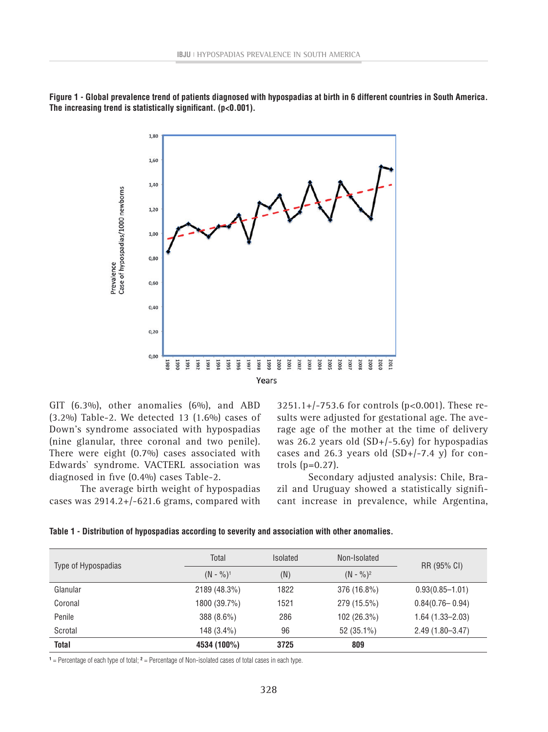**Figure 1 - Global prevalence trend of patients diagnosed with hypospadias at birth in 6 different countries in South America. The increasing trend is statistically significant. (p<0.001).**

GIT (6.3%), other anomalies (6%), and ABD (3.2%) Table-2. We detected 13 (1.6%) cases of Down's syndrome associated with hypospadias (nine glanular, three coronal and two penile). There were eight (0.7%) cases associated with Edwards` syndrome. VACTERL association was diagnosed in five (0.4%) cases Table-2.

The average birth weight of hypospadias cases was 2914.2+/-621.6 grams, compared with 3251.1+/-753.6 for controls (p<0.001). These results were adjusted for gestational age. The average age of the mother at the time of delivery was 26.2 years old (SD+/-5.6y) for hypospadias cases and 26.3 years old (SD+/-7.4 y) for controls (p=0.27).

Secondary adjusted analysis: Chile, Brazil and Uruguay showed a statistically significant increase in prevalence, while Argentina,

**Table 1 - Distribution of hypospadias according to severity and association with other anomalies.**

| Type of Hypospadias | Total | Isolated | Non-Isolated | RR (95% CI) |
|---|---|---|---|---|
| | (N - %)[1] | (N) | (N - %)[2] | |
| Glanular | 2189 (48.3%) | 1822 | 376 (16.8%) | 0.93(0.85–1.01) |
| Coronal | 1800 (39.7%) | 1521 | 279 (15.5%) | 0.84(0.76– 0.94) |
| Penile | 388 (8.6%) | 286 | 102 (26.3%) | 1.64 (1.33–2.03) |
| Scrotal | 148 (3.4%) | 96 | 52 (35.1%) | 2.49 (1.80–3.47) |
| **Total** | **4534 (100%)** | **3725** | **809** | |

[1] = Percentage of each type of total; [2] = Percentage of Non-isolated cases of total cases in each type.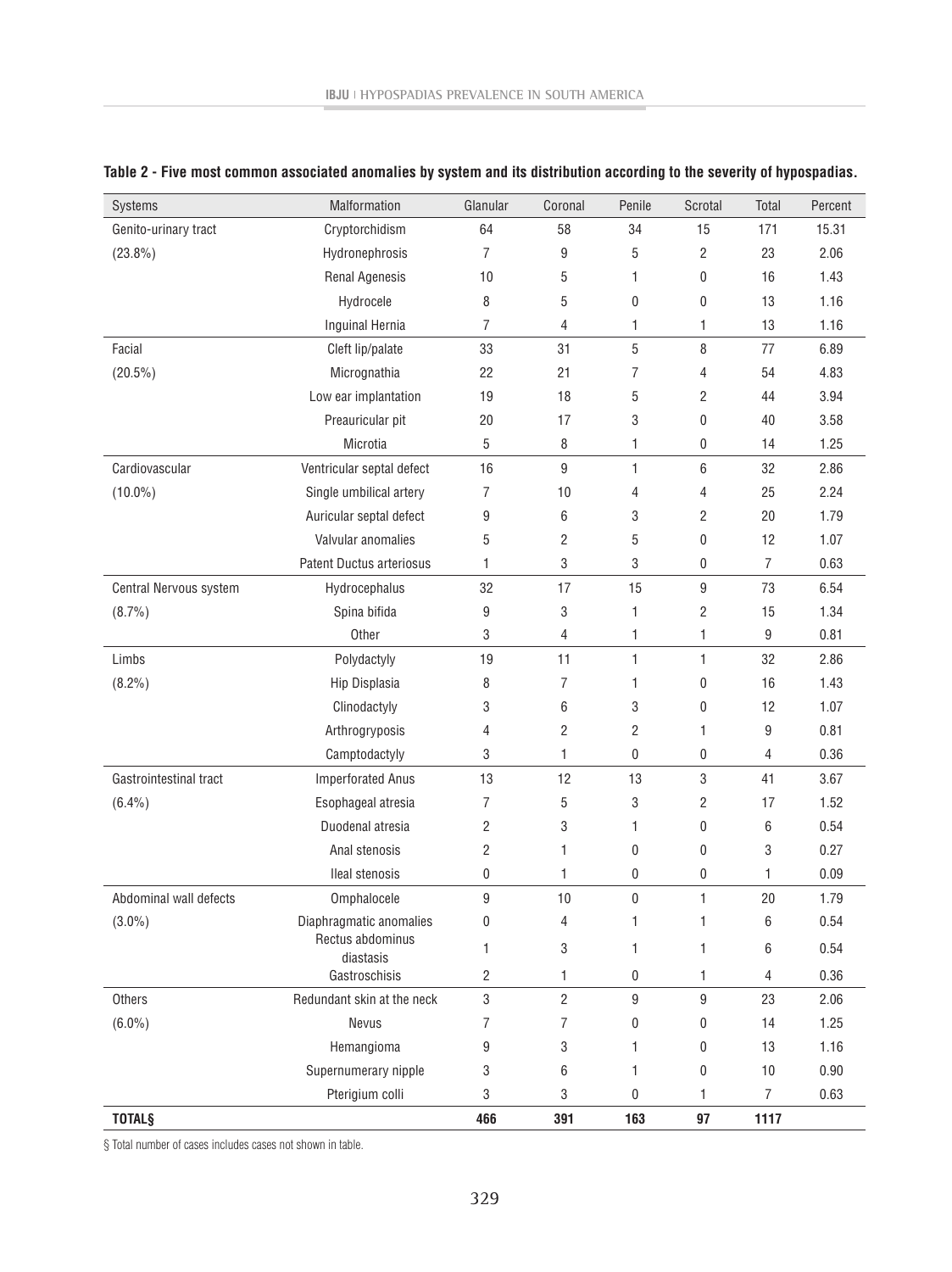**Table 2 - Five most common associated anomalies by system and its distribution according to the severity of hypospadias.**

| Systems | Malformation | Glanular | Coronal | Penile | Scrotal | Total | Percent |
|---|---|---|---|---|---|---|---|
| Genito-urinary tract | Cryptorchidism | 64 | 58 | 34 | 15 | 171 | 15.31 |
| (23.8%) | Hydronephrosis | 7 | 9 | 5 | 2 | 23 | 2.06 |
| | Renal Agenesis | 10 | 5 | 1 | 0 | 16 | 1.43 |
| | Hydrocele | 8 | 5 | 0 | 0 | 13 | 1.16 |
| | Inguinal Hernia | 7 | 4 | 1 | 1 | 13 | 1.16 |
| Facial | Cleft lip/palate | 33 | 31 | 5 | 8 | 77 | 6.89 |
| (20.5%) | Micrognathia | 22 | 21 | 7 | 4 | 54 | 4.83 |
| | Low ear implantation | 19 | 18 | 5 | 2 | 44 | 3.94 |
| | Preauricular pit | 20 | 17 | 3 | 0 | 40 | 3.58 |
| | Microtia | 5 | 8 | 1 | 0 | 14 | 1.25 |
| Cardiovascular | Ventricular septal defect | 16 | 9 | 1 | 6 | 32 | 2.86 |
| (10.0%) | Single umbilical artery | 7 | 10 | 4 | 4 | 25 | 2.24 |
| | Auricular septal defect | 9 | 6 | 3 | 2 | 20 | 1.79 |
| | Valvular anomalies | 5 | 2 | 5 | 0 | 12 | 1.07 |
| | Patent Ductus arteriosus | 1 | 3 | 3 | 0 | 7 | 0.63 |
| Central Nervous system | Hydrocephalus | 32 | 17 | 15 | 9 | 73 | 6.54 |
| (8.7%) | Spina bifida | 9 | 3 | 1 | 2 | 15 | 1.34 |
| | Other | 3 | 4 | 1 | 1 | 9 | 0.81 |
| Limbs | Polydactyly | 19 | 11 | 1 | 1 | 32 | 2.86 |
| (8.2%) | Hip Displasia | 8 | 7 | 1 | 0 | 16 | 1.43 |
| | Clinodactyly | 3 | 6 | 3 | 0 | 12 | 1.07 |
| | Arthrogryposis | 4 | 2 | 2 | 1 | 9 | 0.81 |
| | Camptodactyly | 3 | 1 | 0 | 0 | 4 | 0.36 |
| Gastrointestinal tract | Imperforated Anus | 13 | 12 | 13 | 3 | 41 | 3.67 |
| (6.4%) | Esophageal atresia | 7 | 5 | 3 | 2 | 17 | 1.52 |
| | Duodenal atresia | 2 | 3 | 1 | 0 | 6 | 0.54 |
| | Anal stenosis | 2 | 1 | 0 | 0 | 3 | 0.27 |
| | Ileal stenosis | 0 | 1 | 0 | 0 | 1 | 0.09 |
| Abdominal wall defects | Omphalocele | 9 | 10 | 0 | 1 | 20 | 1.79 |
| (3.0%) | Diaphragmatic anomalies | 0 | 4 | 1 | 1 | 6 | 0.54 |
| | Rectus abdominus diastasis | 1 | 3 | 1 | 1 | 6 | 0.54 |
| | Gastroschisis | 2 | 1 | 0 | 1 | 4 | 0.36 |
| Others | Redundant skin at the neck | 3 | 2 | 9 | 9 | 23 | 2.06 |
| (6.0%) | Nevus | 7 | 7 | 0 | 0 | 14 | 1.25 |
| | Hemangioma | 9 | 3 | 1 | 0 | 13 | 1.16 |
| | Supernumerary nipple | 3 | 6 | 1 | 0 | 10 | 0.90 |
| | Pterigium colli | 3 | 3 | 0 | 1 | 7 | 0.63 |
| **TOTAL§** | | **466** | **391** | **163** | **97** | **1117** | |

§ Total number of cases includes cases not shown in table.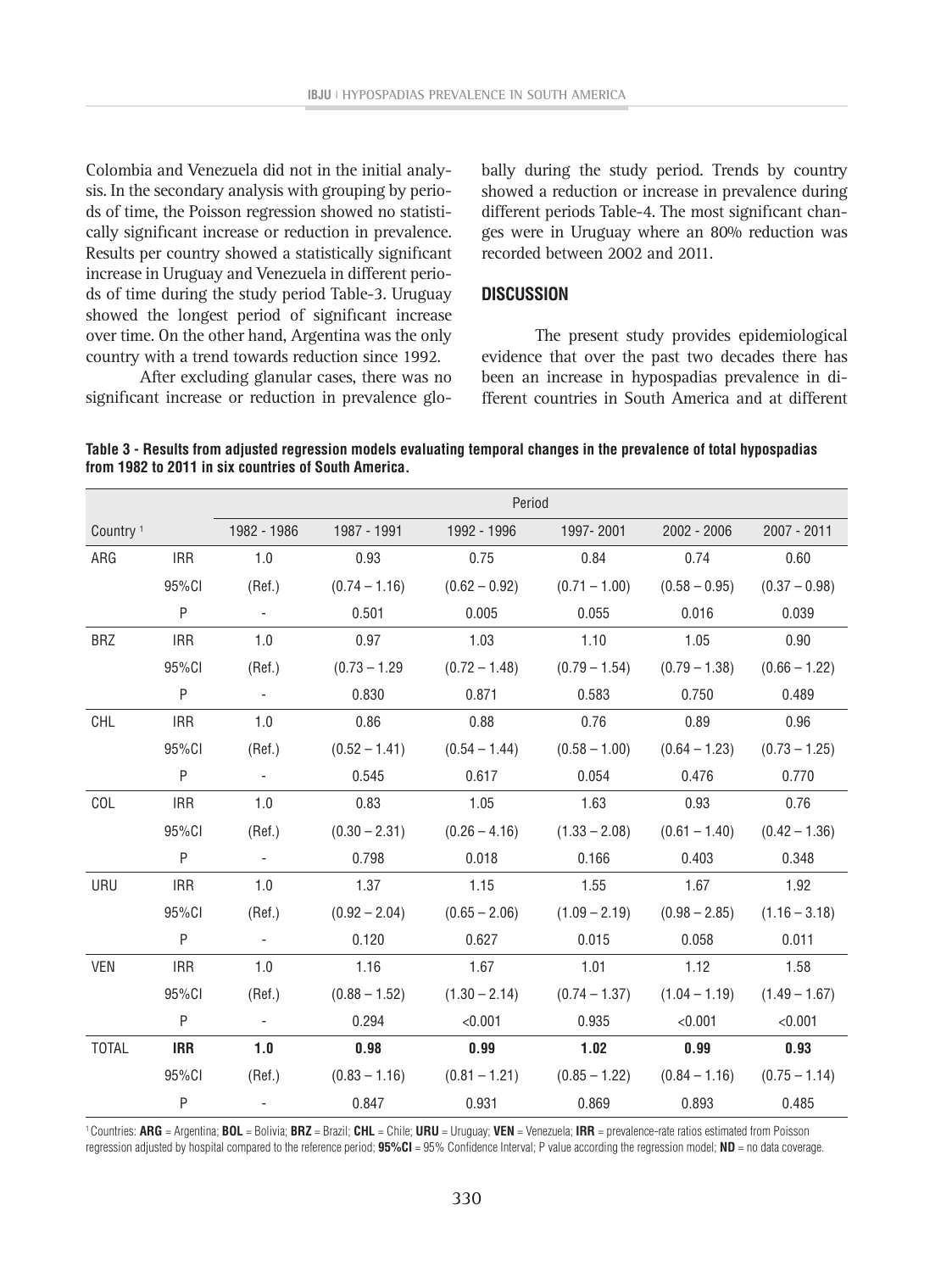Colombia and Venezuela did not in the initial analysis. In the secondary analysis with grouping by periods of time, the Poisson regression showed no statistically significant increase or reduction in prevalence. Results per country showed a statistically significant increase in Uruguay and Venezuela in different periods of time during the study period Table-3. Uruguay showed the longest period of significant increase over time. On the other hand, Argentina was the only country with a trend towards reduction since 1992.

After excluding glanular cases, there was no significant increase or reduction in prevalence globally during the study period. Trends by country showed a reduction or increase in prevalence during different periods Table-4. The most significant changes were in Uruguay where an 80% reduction was recorded between 2002 and 2011.

## DISCUSSION

The present study provides epidemiological evidence that over the past two decades there has been an increase in hypospadias prevalence in different countries in South America and at different

**Table 3 - Results from adjusted regression models evaluating temporal changes in the prevalence of total hypospadias from 1982 to 2011 in six countries of South America.**

| | | Period | | | | | |
|---|---|---|---|---|---|---|---|
| Country [1] | | 1982 - 1986 | 1987 - 1991 | 1992 - 1996 | 1997- 2001 | 2002 - 2006 | 2007 - 2011 |
| ARG | IRR | 1.0 | 0.93 | 0.75 | 0.84 | 0.74 | 0.60 |
| | 95%CI | (Ref.) | (0.74 – 1.16) | (0.62 – 0.92) | (0.71 – 1.00) | (0.58 – 0.95) | (0.37 – 0.98) |
| | P | - | 0.501 | 0.005 | 0.055 | 0.016 | 0.039 |
| BRZ | IRR | 1.0 | 0.97 | 1.03 | 1.10 | 1.05 | 0.90 |
| | 95%CI | (Ref.) | (0.73 – 1.29 | (0.72 – 1.48) | (0.79 – 1.54) | (0.79 – 1.38) | (0.66 – 1.22) |
| | P | - | 0.830 | 0.871 | 0.583 | 0.750 | 0.489 |
| CHL | IRR | 1.0 | 0.86 | 0.88 | 0.76 | 0.89 | 0.96 |
| | 95%CI | (Ref.) | (0.52 – 1.41) | (0.54 – 1.44) | (0.58 – 1.00) | (0.64 – 1.23) | (0.73 – 1.25) |
| | P | - | 0.545 | 0.617 | 0.054 | 0.476 | 0.770 |
| COL | IRR | 1.0 | 0.83 | 1.05 | 1.63 | 0.93 | 0.76 |
| | 95%CI | (Ref.) | (0.30 – 2.31) | (0.26 – 4.16) | (1.33 – 2.08) | (0.61 – 1.40) | (0.42 – 1.36) |
| | P | - | 0.798 | 0.018 | 0.166 | 0.403 | 0.348 |
| URU | IRR | 1.0 | 1.37 | 1.15 | 1.55 | 1.67 | 1.92 |
| | 95%CI | (Ref.) | (0.92 – 2.04) | (0.65 – 2.06) | (1.09 – 2.19) | (0.98 – 2.85) | (1.16 – 3.18) |
| | P | - | 0.120 | 0.627 | 0.015 | 0.058 | 0.011 |
| VEN | IRR | 1.0 | 1.16 | 1.67 | 1.01 | 1.12 | 1.58 |
| | 95%CI | (Ref.) | (0.88 – 1.52) | (1.30 – 2.14) | (0.74 – 1.37) | (1.04 – 1.19) | (1.49 – 1.67) |
| | P | - | 0.294 | <0.001 | 0.935 | <0.001 | <0.001 |
| TOTAL | **IRR** | **1.0** | **0.98** | **0.99** | **1.02** | **0.99** | **0.93** |
| | 95%CI | (Ref.) | (0.83 – 1.16) | (0.81 – 1.21) | (0.85 – 1.22) | (0.84 – 1.16) | (0.75 – 1.14) |
| | P | - | 0.847 | 0.931 | 0.869 | 0.893 | 0.485 |

[1] Countries: **ARG** = Argentina; **BOL** = Bolivia; **BRZ** = Brazil; **CHL** = Chile; **URU** = Uruguay; **VEN** = Venezuela; **IRR** = prevalence-rate ratios estimated from Poisson regression adjusted by hospital compared to the reference period; **95%CI** = 95% Confidence Interval; P value according the regression model; **ND** = no data coverage.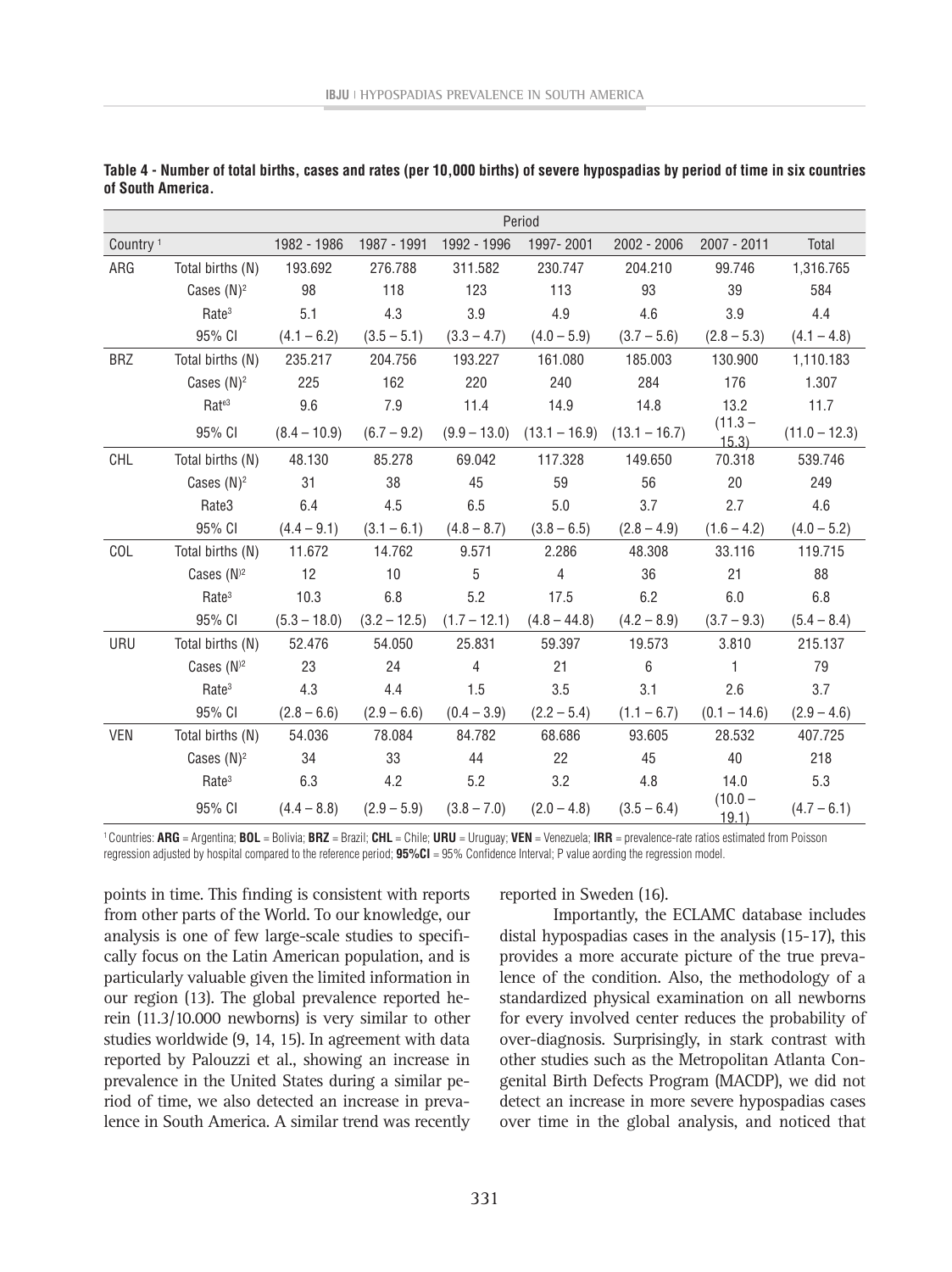**Table 4 - Number of total births, cases and rates (per 10,000 births) of severe hypospadias by period of time in six countries of South America.**

| | | Period | | | | | | |
|---|---|---|---|---|---|---|---|---|
| Country [1] | | 1982 - 1986 | 1987 - 1991 | 1992 - 1996 | 1997- 2001 | 2002 - 2006 | 2007 - 2011 | Total |
| ARG | Total births (N) | 193.692 | 276.788 | 311.582 | 230.747 | 204.210 | 99.746 | 1,316.765 |
| | Cases (N)[2] | 98 | 118 | 123 | 113 | 93 | 39 | 584 |
| | Rate[3] | 5.1 | 4.3 | 3.9 | 4.9 | 4.6 | 3.9 | 4.4 |
| | 95% CI | (4.1 – 6.2) | (3.5 – 5.1) | (3.3 – 4.7) | (4.0 – 5.9) | (3.7 – 5.6) | (2.8 – 5.3) | (4.1 – 4.8) |
| BRZ | Total births (N) | 235.217 | 204.756 | 193.227 | 161.080 | 185.003 | 130.900 | 1,110.183 |
| | Cases (N)[2] | 225 | 162 | 220 | 240 | 284 | 176 | 1.307 |
| | Rat[e3] | 9.6 | 7.9 | 11.4 | 14.9 | 14.8 | 13.2 | 11.7 |
| | 95% CI | (8.4 – 10.9) | (6.7 – 9.2) | (9.9 – 13.0) | (13.1 – 16.9) | (13.1 – 16.7) | (11.3 – 15.3) | (11.0 – 12.3) |
| CHL | Total births (N) | 48.130 | 85.278 | 69.042 | 117.328 | 149.650 | 70.318 | 539.746 |
| | Cases (N)[2] | 31 | 38 | 45 | 59 | 56 | 20 | 249 |
| | Rate3 | 6.4 | 4.5 | 6.5 | 5.0 | 3.7 | 2.7 | 4.6 |
| | 95% CI | (4.4 – 9.1) | (3.1 – 6.1) | (4.8 – 8.7) | (3.8 – 6.5) | (2.8 – 4.9) | (1.6 – 4.2) | (4.0 – 5.2) |
| COL | Total births (N) | 11.672 | 14.762 | 9.571 | 2.286 | 48.308 | 33.116 | 119.715 |
| | Cases (N)[2] | 12 | 10 | 5 | 4 | 36 | 21 | 88 |
| | Rate[3] | 10.3 | 6.8 | 5.2 | 17.5 | 6.2 | 6.0 | 6.8 |
| | 95% CI | (5.3 – 18.0) | (3.2 – 12.5) | (1.7 – 12.1) | (4.8 – 44.8) | (4.2 – 8.9) | (3.7 – 9.3) | (5.4 – 8.4) |
| URU | Total births (N) | 52.476 | 54.050 | 25.831 | 59.397 | 19.573 | 3.810 | 215.137 |
| | Cases (N)[2] | 23 | 24 | 4 | 21 | 6 | 1 | 79 |
| | Rate[3] | 4.3 | 4.4 | 1.5 | 3.5 | 3.1 | 2.6 | 3.7 |
| | 95% CI | (2.8 – 6.6) | (2.9 – 6.6) | (0.4 – 3.9) | (2.2 – 5.4) | (1.1 – 6.7) | (0.1 – 14.6) | (2.9 – 4.6) |
| VEN | Total births (N) | 54.036 | 78.084 | 84.782 | 68.686 | 93.605 | 28.532 | 407.725 |
| | Cases (N)[2] | 34 | 33 | 44 | 22 | 45 | 40 | 218 |
| | Rate[3] | 6.3 | 4.2 | 5.2 | 3.2 | 4.8 | 14.0 | 5.3 |
| | 95% CI | (4.4 – 8.8) | (2.9 – 5.9) | (3.8 – 7.0) | (2.0 – 4.8) | (3.5 – 6.4) | (10.0 – 19.1) | (4.7 – 6.1) |

[1] Countries: **ARG** = Argentina; **BOL** = Bolivia; **BRZ** = Brazil; **CHL** = Chile; **URU** = Uruguay; **VEN** = Venezuela; **IRR** = prevalence-rate ratios estimated from Poisson regression adjusted by hospital compared to the reference period; **95%CI** = 95% Confidence Interval; P value aording the regression model.

points in time. This finding is consistent with reports from other parts of the World. To our knowledge, our analysis is one of few large-scale studies to specifically focus on the Latin American population, and is particularly valuable given the limited information in our region (13). The global prevalence reported herein (11.3/10.000 newborns) is very similar to other studies worldwide (9, 14, 15). In agreement with data reported by Palouzzi et al., showing an increase in prevalence in the United States during a similar period of time, we also detected an increase in prevalence in South America. A similar trend was recently reported in Sweden (16).

Importantly, the ECLAMC database includes distal hypospadias cases in the analysis (15-17), this provides a more accurate picture of the true prevalence of the condition. Also, the methodology of a standardized physical examination on all newborns for every involved center reduces the probability of over-diagnosis. Surprisingly, in stark contrast with other studies such as the Metropolitan Atlanta Congenital Birth Defects Program (MACDP), we did not detect an increase in more severe hypospadias cases over time in the global analysis, and noticed that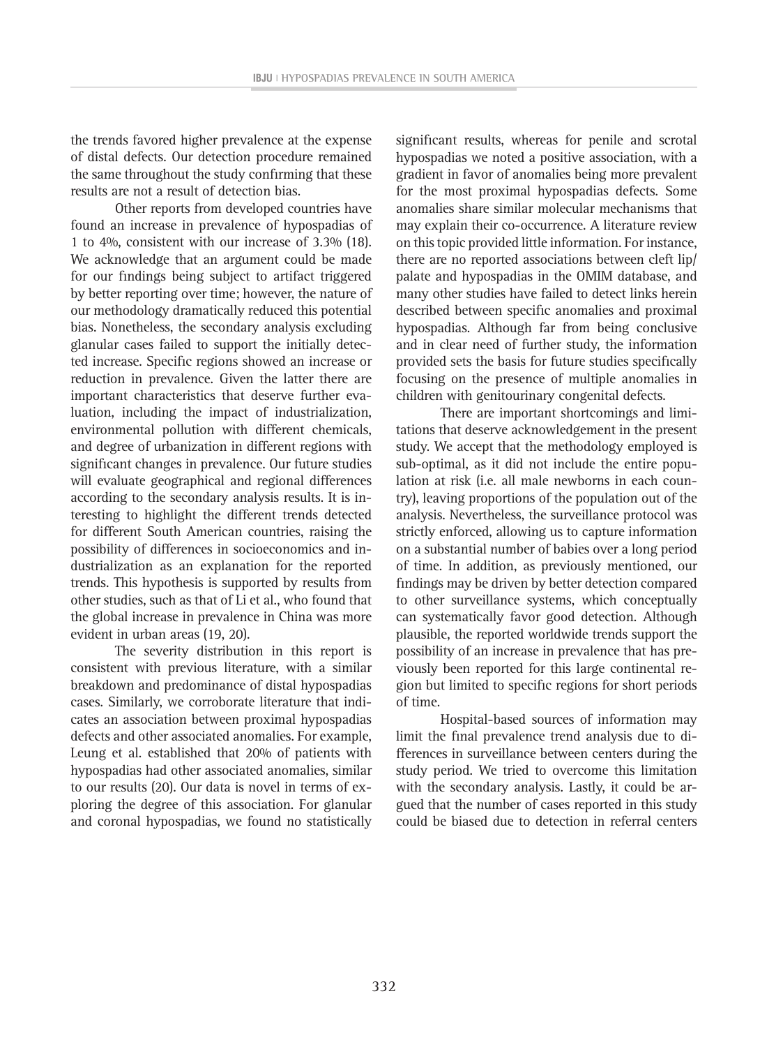the trends favored higher prevalence at the expense of distal defects. Our detection procedure remained the same throughout the study confirming that these results are not a result of detection bias.

Other reports from developed countries have found an increase in prevalence of hypospadias of 1 to 4%, consistent with our increase of 3.3% (18). We acknowledge that an argument could be made for our findings being subject to artifact triggered by better reporting over time; however, the nature of our methodology dramatically reduced this potential bias. Nonetheless, the secondary analysis excluding glanular cases failed to support the initially detected increase. Specific regions showed an increase or reduction in prevalence. Given the latter there are important characteristics that deserve further evaluation, including the impact of industrialization, environmental pollution with different chemicals, and degree of urbanization in different regions with significant changes in prevalence. Our future studies will evaluate geographical and regional differences according to the secondary analysis results. It is interesting to highlight the different trends detected for different South American countries, raising the possibility of differences in socioeconomics and industrialization as an explanation for the reported trends. This hypothesis is supported by results from other studies, such as that of Li et al., who found that the global increase in prevalence in China was more evident in urban areas (19, 20).

The severity distribution in this report is consistent with previous literature, with a similar breakdown and predominance of distal hypospadias cases. Similarly, we corroborate literature that indicates an association between proximal hypospadias defects and other associated anomalies. For example, Leung et al. established that 20% of patients with hypospadias had other associated anomalies, similar to our results (20). Our data is novel in terms of exploring the degree of this association. For glanular and coronal hypospadias, we found no statistically significant results, whereas for penile and scrotal hypospadias we noted a positive association, with a gradient in favor of anomalies being more prevalent for the most proximal hypospadias defects. Some anomalies share similar molecular mechanisms that may explain their co-occurrence. A literature review on this topic provided little information. For instance, there are no reported associations between cleft lip/palate and hypospadias in the OMIM database, and many other studies have failed to detect links herein described between specific anomalies and proximal hypospadias. Although far from being conclusive and in clear need of further study, the information provided sets the basis for future studies specifically focusing on the presence of multiple anomalies in children with genitourinary congenital defects.

There are important shortcomings and limitations that deserve acknowledgement in the present study. We accept that the methodology employed is sub-optimal, as it did not include the entire population at risk (i.e. all male newborns in each country), leaving proportions of the population out of the analysis. Nevertheless, the surveillance protocol was strictly enforced, allowing us to capture information on a substantial number of babies over a long period of time. In addition, as previously mentioned, our findings may be driven by better detection compared to other surveillance systems, which conceptually can systematically favor good detection. Although plausible, the reported worldwide trends support the possibility of an increase in prevalence that has previously been reported for this large continental region but limited to specific regions for short periods of time.

Hospital-based sources of information may limit the final prevalence trend analysis due to differences in surveillance between centers during the study period. We tried to overcome this limitation with the secondary analysis. Lastly, it could be argued that the number of cases reported in this study could be biased due to detection in referral centers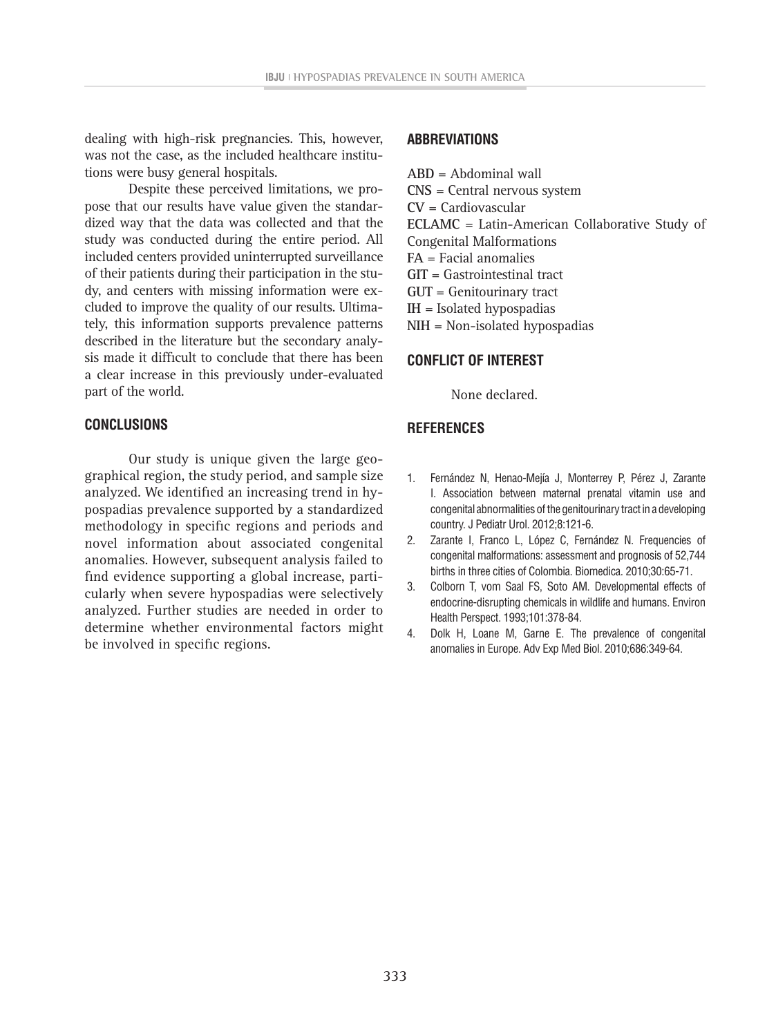dealing with high-risk pregnancies. This, however, was not the case, as the included healthcare institutions were busy general hospitals.

Despite these perceived limitations, we propose that our results have value given the standardized way that the data was collected and that the study was conducted during the entire period. All included centers provided uninterrupted surveillance of their patients during their participation in the study, and centers with missing information were excluded to improve the quality of our results. Ultimately, this information supports prevalence patterns described in the literature but the secondary analysis made it difficult to conclude that there has been a clear increase in this previously under-evaluated part of the world.

## CONCLUSIONS

Our study is unique given the large geographical region, the study period, and sample size analyzed. We identified an increasing trend in hypospadias prevalence supported by a standardized methodology in specific regions and periods and novel information about associated congenital anomalies. However, subsequent analysis failed to find evidence supporting a global increase, particularly when severe hypospadias were selectively analyzed. Further studies are needed in order to determine whether environmental factors might be involved in specific regions.

## ABBREVIATIONS

**ABD** = Abdominal wall
**CNS** = Central nervous system
**CV** = Cardiovascular
**ECLAMC** = Latin-American Collaborative Study of Congenital Malformations
**FA** = Facial anomalies
**GIT** = Gastrointestinal tract
**GUT** = Genitourinary tract
**IH** = Isolated hypospadias
**NIH** = Non-isolated hypospadias

## CONFLICT OF INTEREST

None declared.

## REFERENCES

1. Fernández N, Henao-Mejía J, Monterrey P, Pérez J, Zarante I. Association between maternal prenatal vitamin use and congenital abnormalities of the genitourinary tract in a developing country. J Pediatr Urol. 2012;8:121-6.
2. Zarante I, Franco L, López C, Fernández N. Frequencies of congenital malformations: assessment and prognosis of 52,744 births in three cities of Colombia. Biomedica. 2010;30:65-71.
3. Colborn T, vom Saal FS, Soto AM. Developmental effects of endocrine-disrupting chemicals in wildlife and humans. Environ Health Perspect. 1993;101:378-84.
4. Dolk H, Loane M, Garne E. The prevalence of congenital anomalies in Europe. Adv Exp Med Biol. 2010;686:349-64.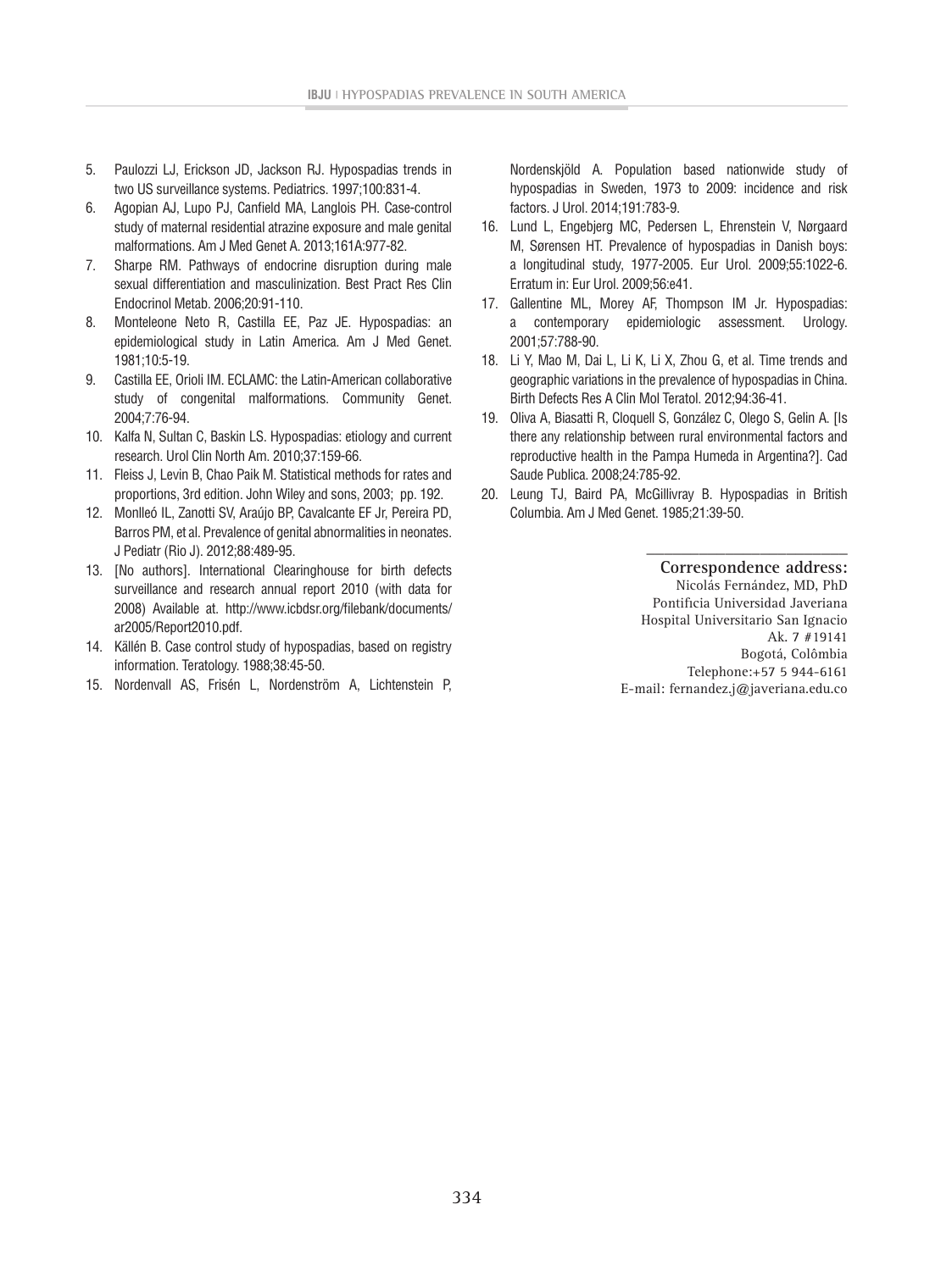5. Paulozzi LJ, Erickson JD, Jackson RJ. Hypospadias trends in two US surveillance systems. Pediatrics. 1997;100:831-4.
6. Agopian AJ, Lupo PJ, Canfield MA, Langlois PH. Case-control study of maternal residential atrazine exposure and male genital malformations. Am J Med Genet A. 2013;161A:977-82.
7. Sharpe RM. Pathways of endocrine disruption during male sexual differentiation and masculinization. Best Pract Res Clin Endocrinol Metab. 2006;20:91-110.
8. Monteleone Neto R, Castilla EE, Paz JE. Hypospadias: an epidemiological study in Latin America. Am J Med Genet. 1981;10:5-19.
9. Castilla EE, Orioli IM. ECLAMC: the Latin-American collaborative study of congenital malformations. Community Genet. 2004;7:76-94.
10. Kalfa N, Sultan C, Baskin LS. Hypospadias: etiology and current research. Urol Clin North Am. 2010;37:159-66.
11. Fleiss J, Levin B, Chao Paik M. Statistical methods for rates and proportions, 3rd edition. John Wiley and sons, 2003; pp. 192.
12. Monlleó IL, Zanotti SV, Araújo BP, Cavalcante EF Jr, Pereira PD, Barros PM, et al. Prevalence of genital abnormalities in neonates. J Pediatr (Rio J). 2012;88:489-95.
13. [No authors]. International Clearinghouse for birth defects surveillance and research annual report 2010 (with data for 2008) Available at. http://www.icbdsr.org/filebank/documents/ar2005/Report2010.pdf.
14. Källén B. Case control study of hypospadias, based on registry information. Teratology. 1988;38:45-50.
15. Nordenvall AS, Frisén L, Nordenström A, Lichtenstein P, Nordenskjöld A. Population based nationwide study of hypospadias in Sweden, 1973 to 2009: incidence and risk factors. J Urol. 2014;191:783-9.
16. Lund L, Engebjerg MC, Pedersen L, Ehrenstein V, Nørgaard M, Sørensen HT. Prevalence of hypospadias in Danish boys: a longitudinal study, 1977-2005. Eur Urol. 2009;55:1022-6. Erratum in: Eur Urol. 2009;56:e41.
17. Gallentine ML, Morey AF, Thompson IM Jr. Hypospadias: a contemporary epidemiologic assessment. Urology. 2001;57:788-90.
18. Li Y, Mao M, Dai L, Li K, Li X, Zhou G, et al. Time trends and geographic variations in the prevalence of hypospadias in China. Birth Defects Res A Clin Mol Teratol. 2012;94:36-41.
19. Oliva A, Biasatti R, Cloquell S, González C, Olego S, Gelin A. [Is there any relationship between rural environmental factors and reproductive health in the Pampa Humeda in Argentina?]. Cad Saude Publica. 2008;24:785-92.
20. Leung TJ, Baird PA, McGillivray B. Hypospadias in British Columbia. Am J Med Genet. 1985;21:39-50.

**Correspondence address:**
Nicolás Fernández, MD, PhD
Pontificia Universidad Javeriana
Hospital Universitario San Ignacio
Ak. 7 #19141
Bogotá, Colômbia
Telephone:+57 5 944-6161
E-mail: fernandez.j@javeriana.edu.co